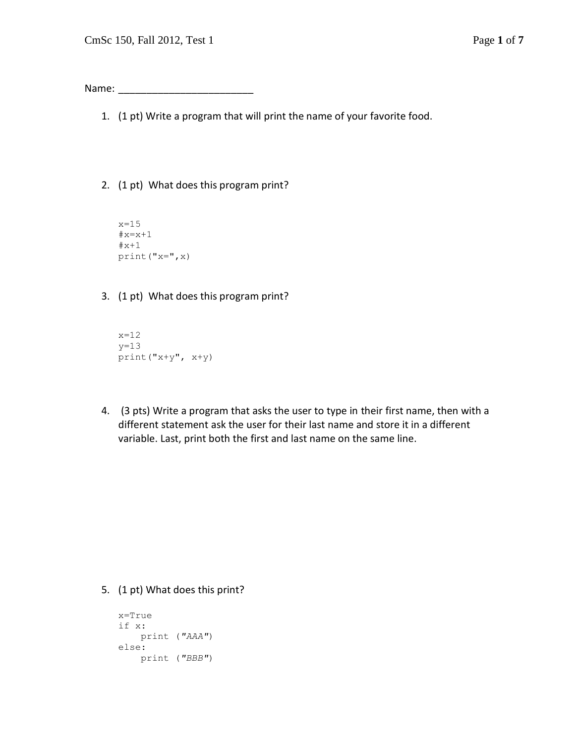Name: ________________________

1. (1 pt) Write a program that will print the name of your favorite food.

2. (1 pt) What does this program print?

```
x=15
#x=x+1
#x+1
print("x=",x)
```

3. (1 pt) What does this program print?

```
x=12
y=13
print("x+y", x+y)
```

4. (3 pts) Write a program that asks the user to type in their first name, then with a different statement ask the user for their last name and store it in a different variable. Last, print both the first and last name on the same line.

5. (1 pt) What does this print?

```
x=True
if x:
    print ("AAA")
else:
    print ("BBB")
```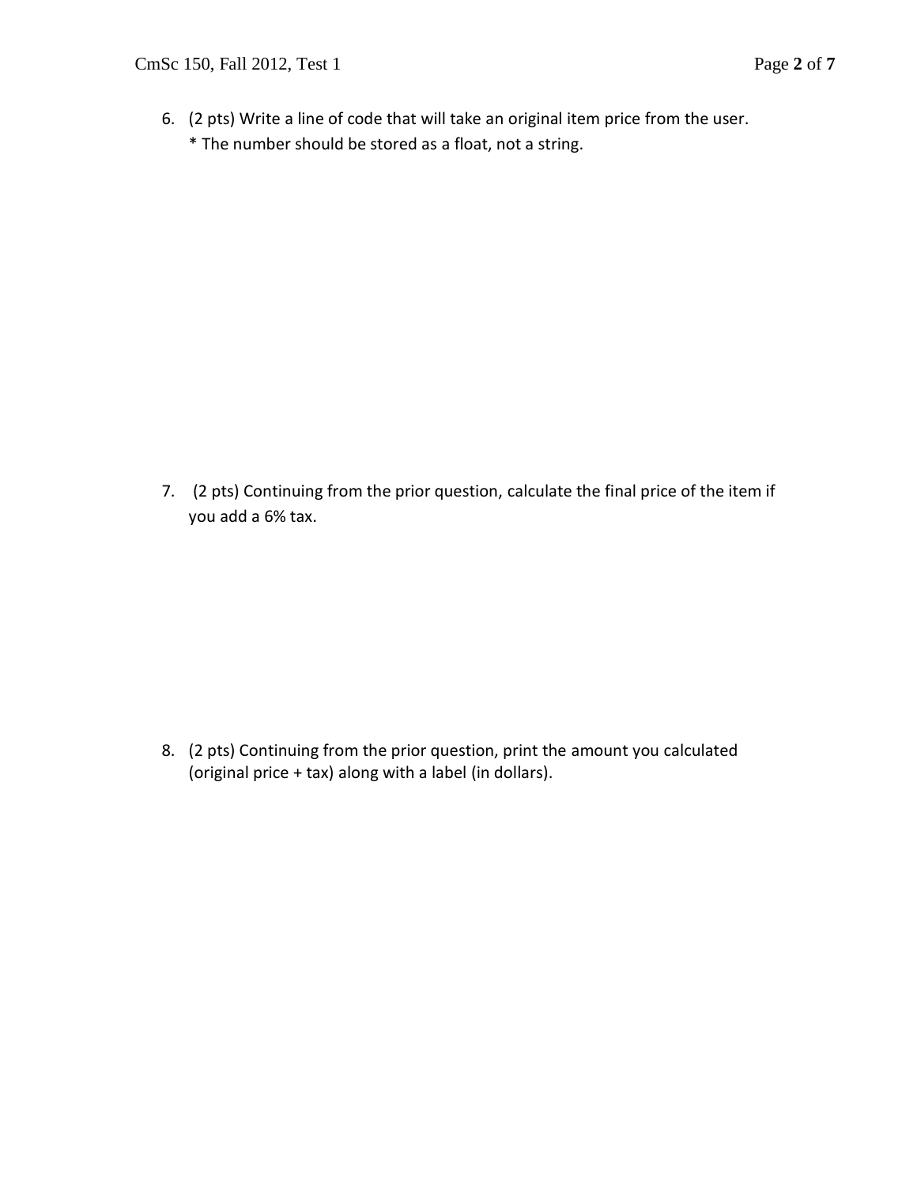6. (2 pts) Write a line of code that will take an original item price from the user.
   * The number should be stored as a float, not a string.

7. (2 pts) Continuing from the prior question, calculate the final price of the item if you add a 6% tax.

8. (2 pts) Continuing from the prior question, print the amount you calculated (original price + tax) along with a label (in dollars).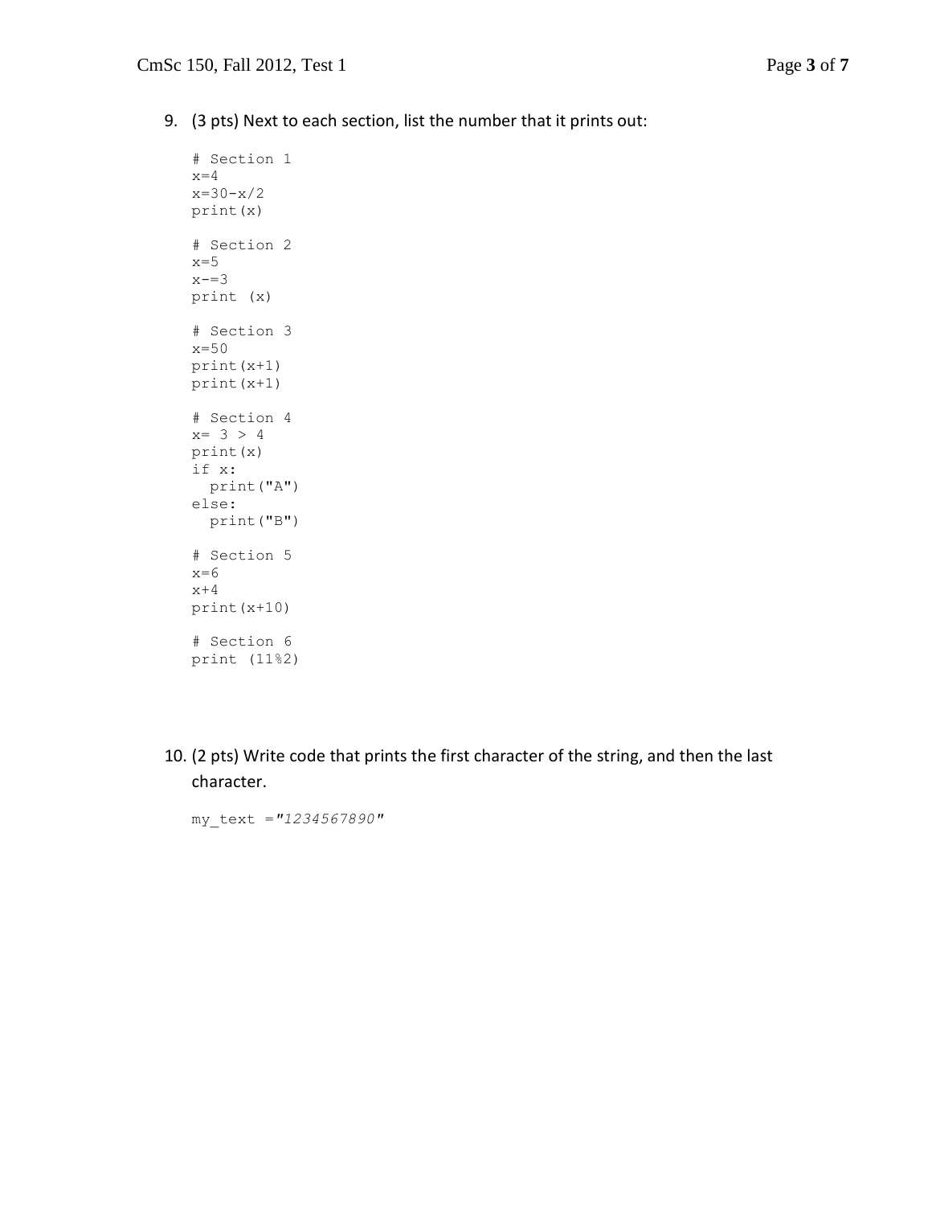9. (3 pts) Next to each section, list the number that it prints out:

```
# Section 1
x=4
x=30-x/2
print(x)

# Section 2
x=5
x-=3
print (x)

# Section 3
x=50
print(x+1)
print(x+1)

# Section 4
x= 3 > 4
print(x)
if x:
  print("A")
else:
  print("B")

# Section 5
x=6
x+4
print(x+10)

# Section 6
print (11%2)
```

10. (2 pts) Write code that prints the first character of the string, and then the last character.

```
my_text ="1234567890"
```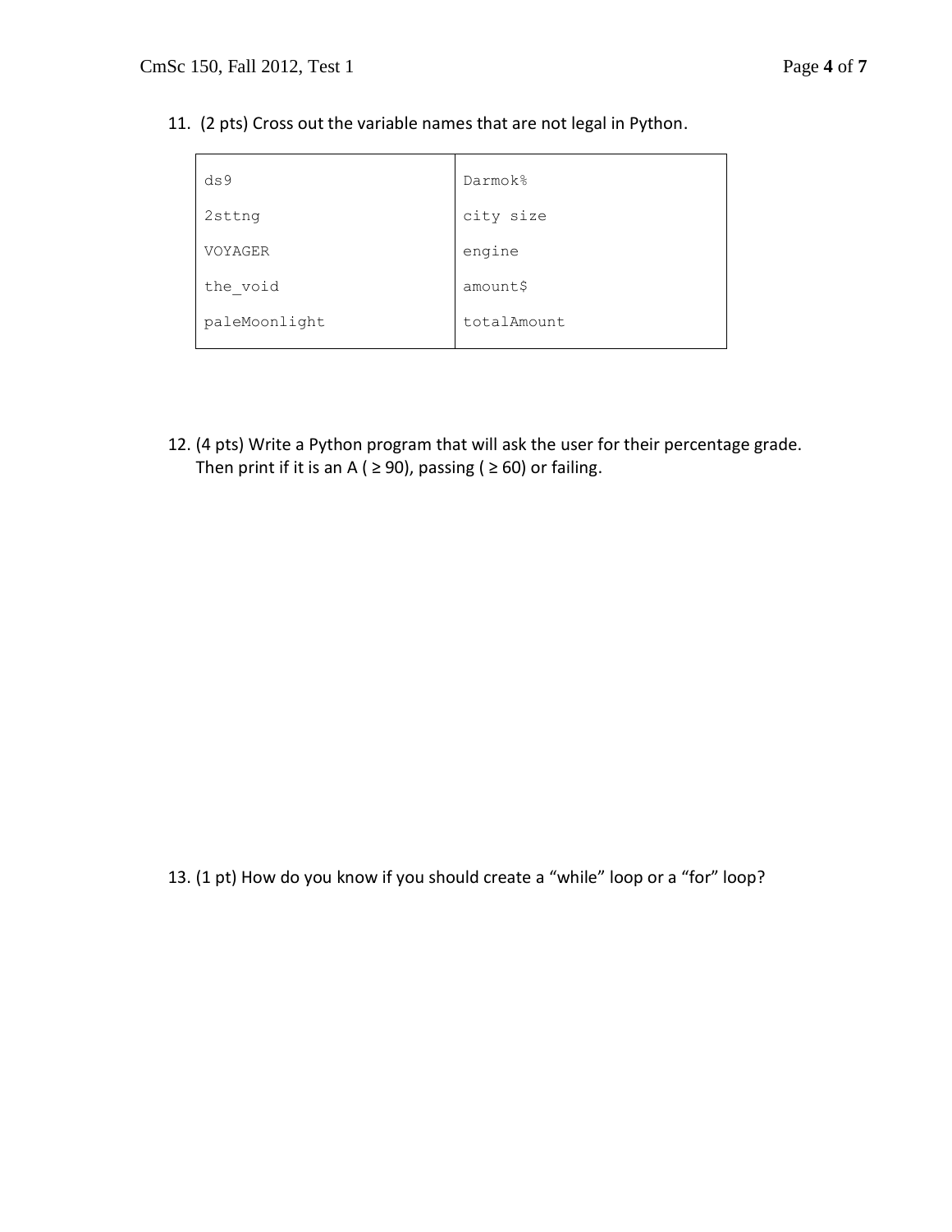11. (2 pts) Cross out the variable names that are not legal in Python.

| | |
|---|---|
| `ds9` | `Darmok%` |
| `2sttng` | `city size` |
| `VOYAGER` | `engine` |
| `the_void` | `amount$` |
| `paleMoonlight` | `totalAmount` |

12. (4 pts) Write a Python program that will ask the user for their percentage grade. Then print if it is an A ( ≥ 90), passing ( ≥ 60) or failing.

13. (1 pt) How do you know if you should create a "while" loop or a "for" loop?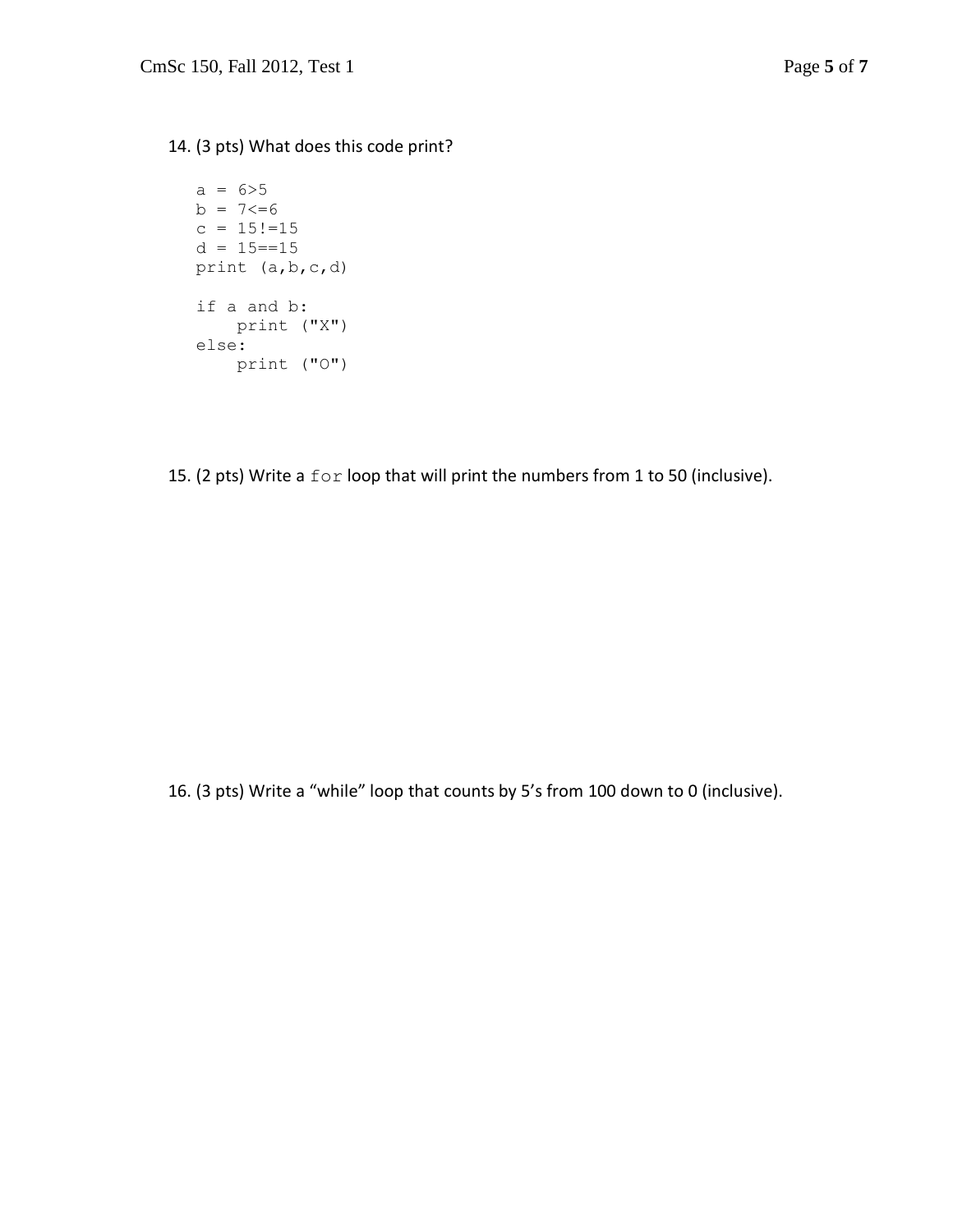14. (3 pts) What does this code print?

```
a = 6>5
b = 7<=6
c = 15!=15
d = 15==15
print (a,b,c,d)

if a and b:
    print ("X")
else:
    print ("O")
```

15. (2 pts) Write a `for` loop that will print the numbers from 1 to 50 (inclusive).

16. (3 pts) Write a “while” loop that counts by 5’s from 100 down to 0 (inclusive).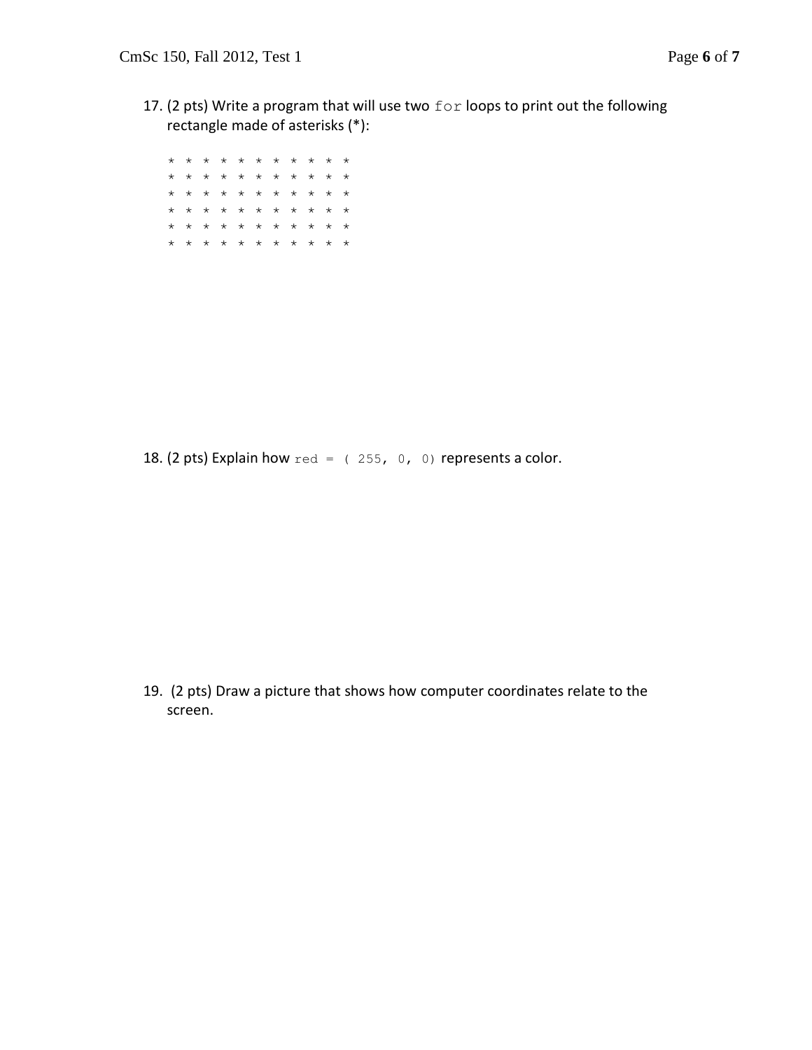17. (2 pts) Write a program that will use two `for` loops to print out the following rectangle made of asterisks (*):

```
* * * * * * * * * * * *
* * * * * * * * * * * *
* * * * * * * * * * * *
* * * * * * * * * * * *
* * * * * * * * * * * *
* * * * * * * * * * * *
```

18. (2 pts) Explain how `red = ( 255, 0, 0)` represents a color.

19. (2 pts) Draw a picture that shows how computer coordinates relate to the screen.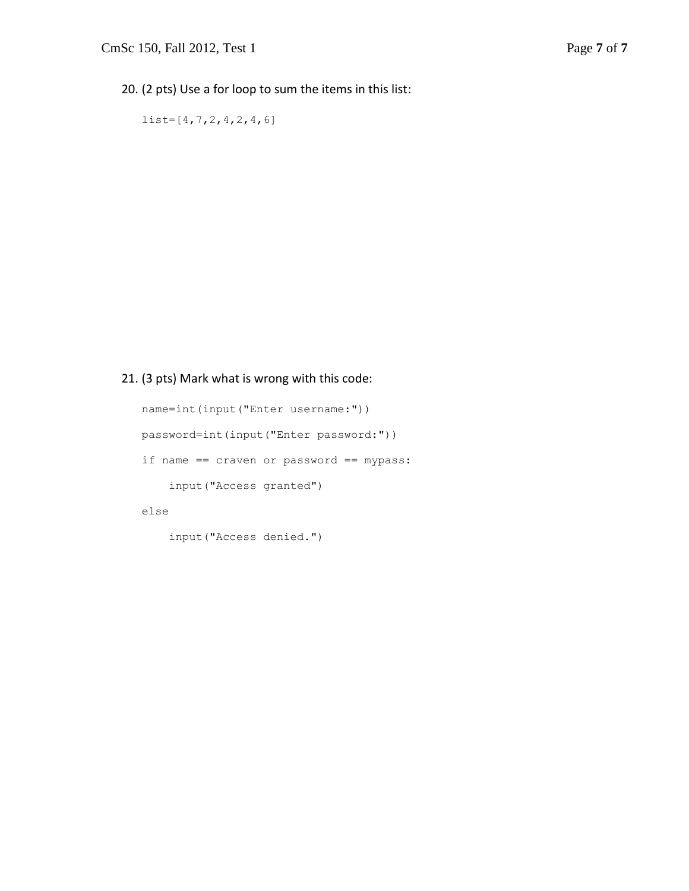20. (2 pts) Use a for loop to sum the items in this list:

```
list=[4,7,2,4,2,4,6]
```

21. (3 pts) Mark what is wrong with this code:

```
name=int(input("Enter username:"))

password=int(input("Enter password:"))

if name == craven or password == mypass:

    input("Access granted")

else

    input("Access denied.")
```